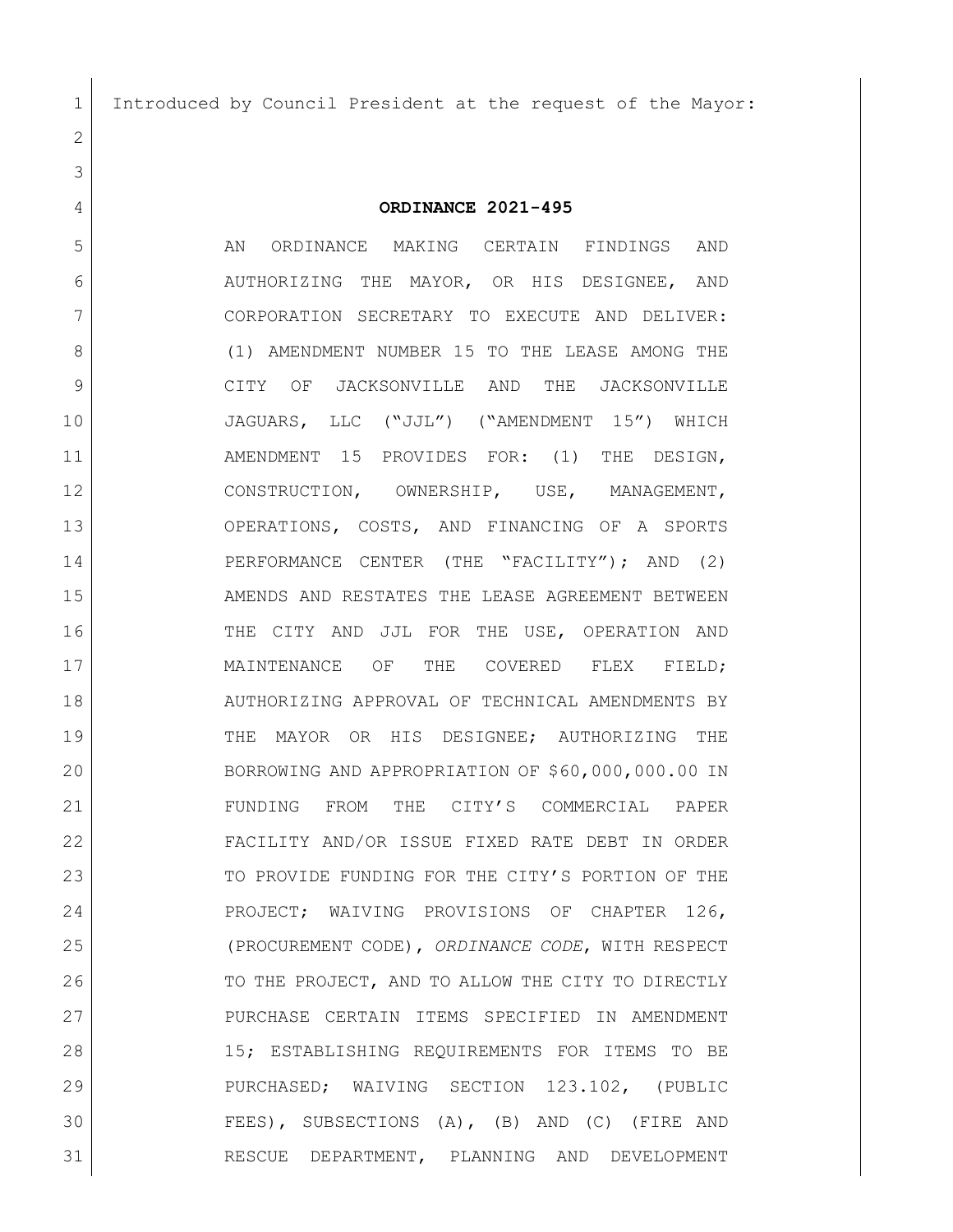Introduced by Council President at the request of the Mayor:

**ORDINANCE 2021-495**

AN ORDINANCE MAKING CERTAIN FINDINGS AND AUTHORIZING THE MAYOR, OR HIS DESIGNEE, AND CORPORATION SECRETARY TO EXECUTE AND DELIVER: (1) AMENDMENT NUMBER 15 TO THE LEASE AMONG THE CITY OF JACKSONVILLE AND THE JACKSONVILLE JAGUARS, LLC ("JJL") ("AMENDMENT 15") WHICH AMENDMENT 15 PROVIDES FOR: (1) THE DESIGN, CONSTRUCTION, OWNERSHIP, USE, MANAGEMENT, OPERATIONS, COSTS, AND FINANCING OF A SPORTS PERFORMANCE CENTER (THE "FACILITY"); AND (2) AMENDS AND RESTATES THE LEASE AGREEMENT BETWEEN THE CITY AND JJL FOR THE USE, OPERATION AND MAINTENANCE OF THE COVERED FLEX FIELD; AUTHORIZING APPROVAL OF TECHNICAL AMENDMENTS BY THE MAYOR OR HIS DESIGNEE; AUTHORIZING THE BORROWING AND APPROPRIATION OF $60,000,000.00 IN FUNDING FROM THE CITY'S COMMERCIAL PAPER FACILITY AND/OR ISSUE FIXED RATE DEBT IN ORDER TO PROVIDE FUNDING FOR THE CITY'S PORTION OF THE PROJECT; WAIVING PROVISIONS OF CHAPTER 126, (PROCUREMENT CODE), *ORDINANCE CODE*, WITH RESPECT TO THE PROJECT, AND TO ALLOW THE CITY TO DIRECTLY PURCHASE CERTAIN ITEMS SPECIFIED IN AMENDMENT 15; ESTABLISHING REQUIREMENTS FOR ITEMS TO BE PURCHASED; WAIVING SECTION 123.102, (PUBLIC FEES), SUBSECTIONS (A), (B) AND (C) (FIRE AND RESCUE DEPARTMENT, PLANNING AND DEVELOPMENT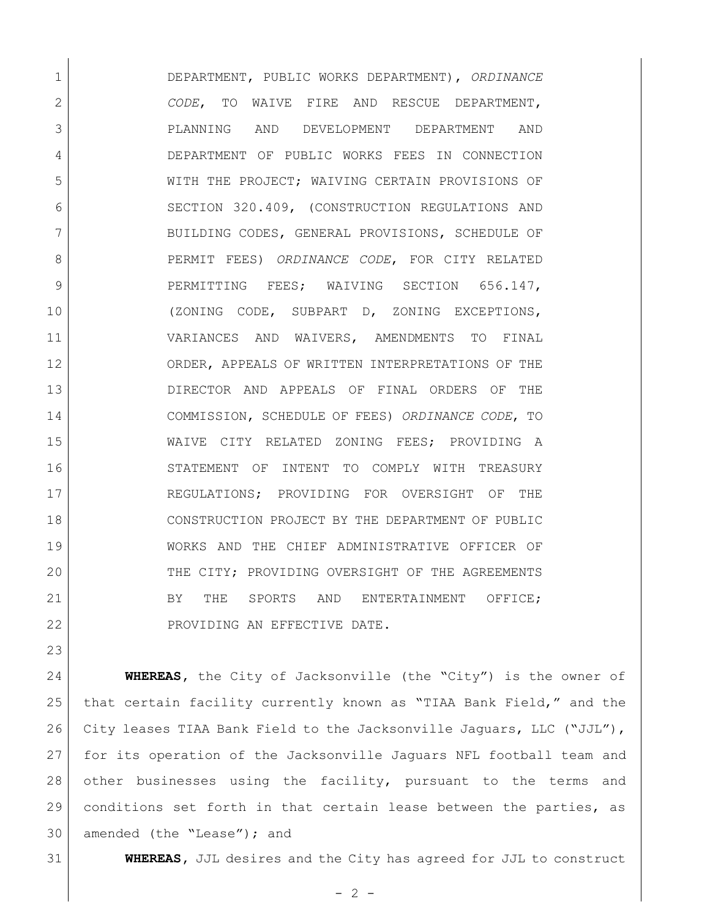DEPARTMENT, PUBLIC WORKS DEPARTMENT), *ORDINANCE CODE*, TO WAIVE FIRE AND RESCUE DEPARTMENT, PLANNING AND DEVELOPMENT DEPARTMENT AND DEPARTMENT OF PUBLIC WORKS FEES IN CONNECTION WITH THE PROJECT; WAIVING CERTAIN PROVISIONS OF SECTION 320.409, (CONSTRUCTION REGULATIONS AND BUILDING CODES, GENERAL PROVISIONS, SCHEDULE OF PERMIT FEES) *ORDINANCE CODE*, FOR CITY RELATED PERMITTING FEES; WAIVING SECTION 656.147, (ZONING CODE, SUBPART D, ZONING EXCEPTIONS, VARIANCES AND WAIVERS, AMENDMENTS TO FINAL ORDER, APPEALS OF WRITTEN INTERPRETATIONS OF THE DIRECTOR AND APPEALS OF FINAL ORDERS OF THE COMMISSION, SCHEDULE OF FEES) *ORDINANCE CODE*, TO WAIVE CITY RELATED ZONING FEES; PROVIDING A STATEMENT OF INTENT TO COMPLY WITH TREASURY REGULATIONS; PROVIDING FOR OVERSIGHT OF THE CONSTRUCTION PROJECT BY THE DEPARTMENT OF PUBLIC WORKS AND THE CHIEF ADMINISTRATIVE OFFICER OF THE CITY; PROVIDING OVERSIGHT OF THE AGREEMENTS BY THE SPORTS AND ENTERTAINMENT OFFICE; PROVIDING AN EFFECTIVE DATE.

**WHEREAS**, the City of Jacksonville (the "City") is the owner of that certain facility currently known as "TIAA Bank Field," and the City leases TIAA Bank Field to the Jacksonville Jaguars, LLC ("JJL"), for its operation of the Jacksonville Jaguars NFL football team and other businesses using the facility, pursuant to the terms and conditions set forth in that certain lease between the parties, as amended (the "Lease"); and

**WHEREAS**, JJL desires and the City has agreed for JJL to construct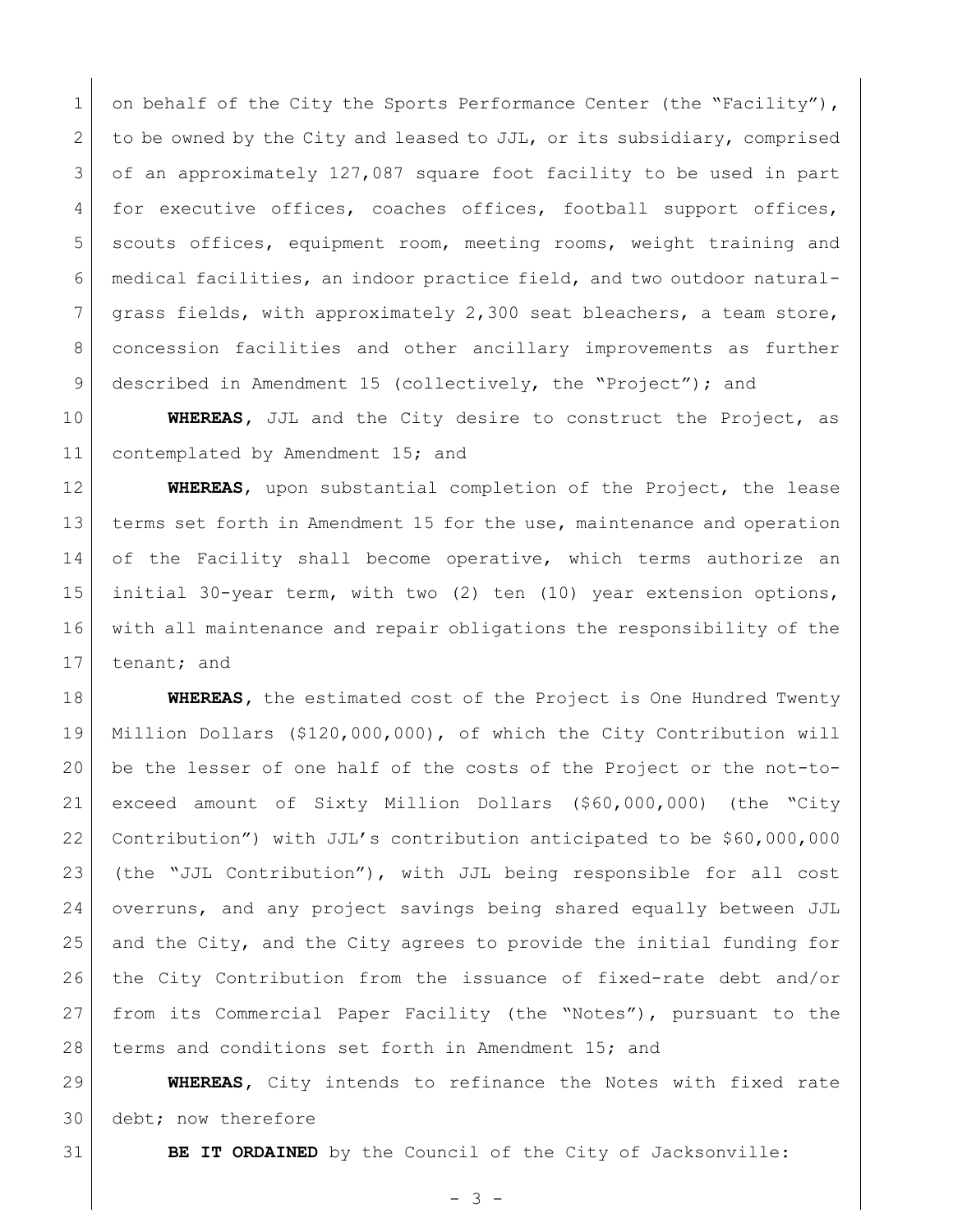on behalf of the City the Sports Performance Center (the "Facility"), to be owned by the City and leased to JJL, or its subsidiary, comprised of an approximately 127,087 square foot facility to be used in part for executive offices, coaches offices, football support offices, scouts offices, equipment room, meeting rooms, weight training and medical facilities, an indoor practice field, and two outdoor natural-grass fields, with approximately 2,300 seat bleachers, a team store, concession facilities and other ancillary improvements as further described in Amendment 15 (collectively, the "Project"); and

**WHEREAS**, JJL and the City desire to construct the Project, as contemplated by Amendment 15; and

**WHEREAS**, upon substantial completion of the Project, the lease terms set forth in Amendment 15 for the use, maintenance and operation of the Facility shall become operative, which terms authorize an initial 30-year term, with two (2) ten (10) year extension options, with all maintenance and repair obligations the responsibility of the tenant; and

**WHEREAS**, the estimated cost of the Project is One Hundred Twenty Million Dollars ($120,000,000), of which the City Contribution will be the lesser of one half of the costs of the Project or the not-to-exceed amount of Sixty Million Dollars ($60,000,000) (the "City Contribution") with JJL's contribution anticipated to be $60,000,000 (the "JJL Contribution"), with JJL being responsible for all cost overruns, and any project savings being shared equally between JJL and the City, and the City agrees to provide the initial funding for the City Contribution from the issuance of fixed-rate debt and/or from its Commercial Paper Facility (the "Notes"), pursuant to the terms and conditions set forth in Amendment 15; and

**WHEREAS**, City intends to refinance the Notes with fixed rate debt; now therefore

**BE IT ORDAINED** by the Council of the City of Jacksonville: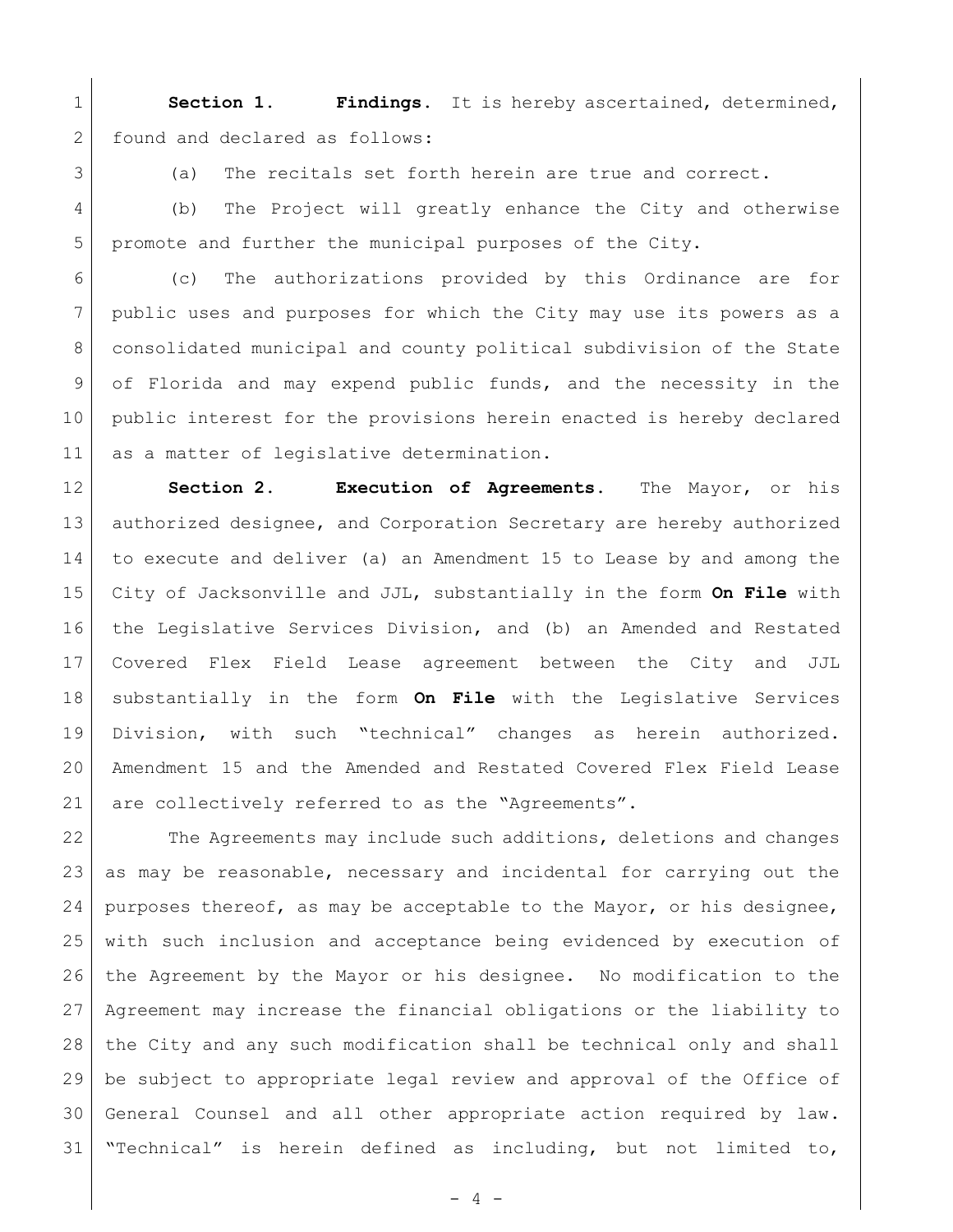**Section 1. Findings.** It is hereby ascertained, determined, found and declared as follows:

(a) The recitals set forth herein are true and correct.

(b) The Project will greatly enhance the City and otherwise promote and further the municipal purposes of the City.

(c) The authorizations provided by this Ordinance are for public uses and purposes for which the City may use its powers as a consolidated municipal and county political subdivision of the State of Florida and may expend public funds, and the necessity in the public interest for the provisions herein enacted is hereby declared as a matter of legislative determination.

**Section 2. Execution of Agreements.** The Mayor, or his authorized designee, and Corporation Secretary are hereby authorized to execute and deliver (a) an Amendment 15 to Lease by and among the City of Jacksonville and JJL, substantially in the form **On File** with the Legislative Services Division, and (b) an Amended and Restated Covered Flex Field Lease agreement between the City and JJL substantially in the form **On File** with the Legislative Services Division, with such "technical" changes as herein authorized. Amendment 15 and the Amended and Restated Covered Flex Field Lease are collectively referred to as the "Agreements".

The Agreements may include such additions, deletions and changes as may be reasonable, necessary and incidental for carrying out the purposes thereof, as may be acceptable to the Mayor, or his designee, with such inclusion and acceptance being evidenced by execution of the Agreement by the Mayor or his designee. No modification to the Agreement may increase the financial obligations or the liability to the City and any such modification shall be technical only and shall be subject to appropriate legal review and approval of the Office of General Counsel and all other appropriate action required by law. "Technical" is herein defined as including, but not limited to,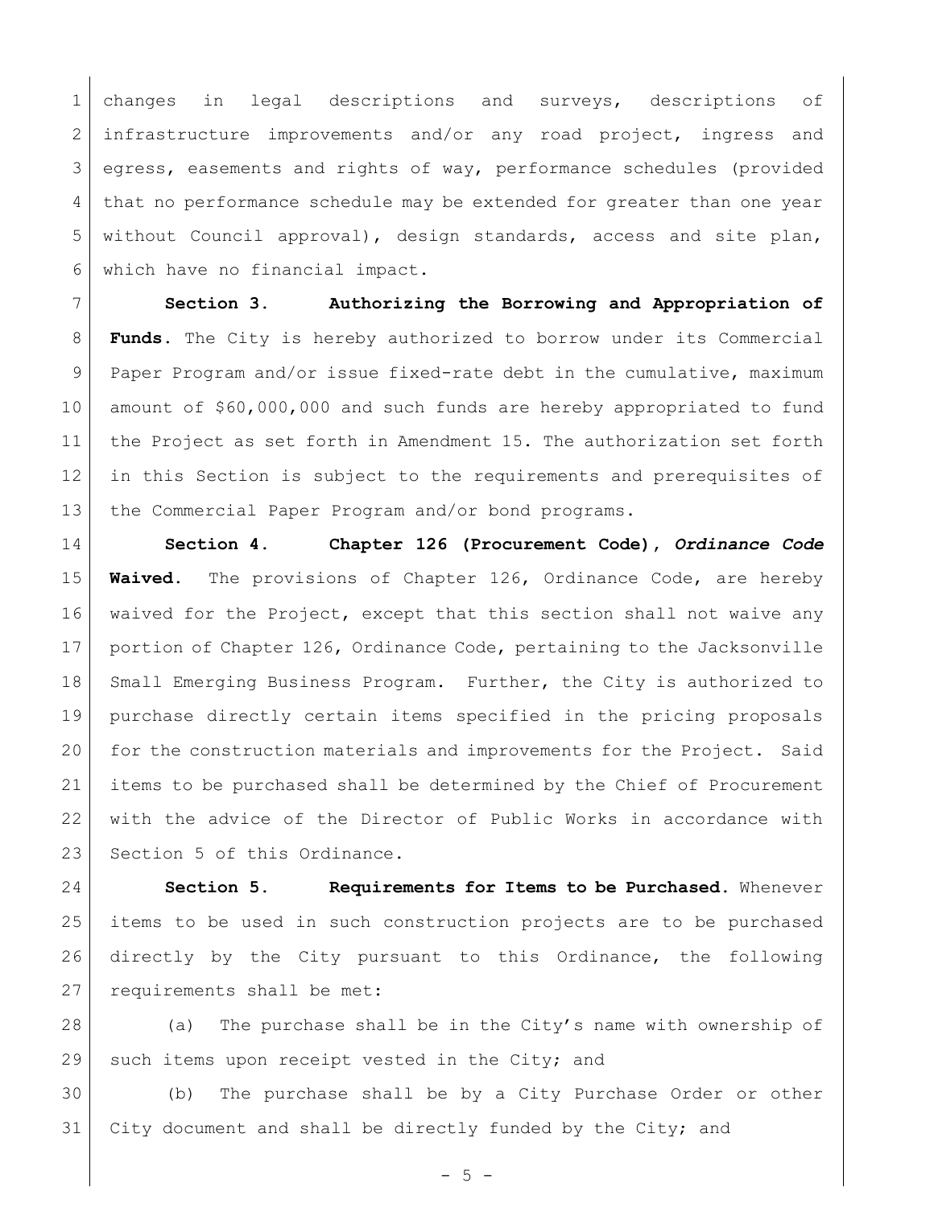changes in legal descriptions and surveys, descriptions of infrastructure improvements and/or any road project, ingress and egress, easements and rights of way, performance schedules (provided that no performance schedule may be extended for greater than one year without Council approval), design standards, access and site plan, which have no financial impact.

**Section 3. Authorizing the Borrowing and Appropriation of Funds.** The City is hereby authorized to borrow under its Commercial Paper Program and/or issue fixed-rate debt in the cumulative, maximum amount of $60,000,000 and such funds are hereby appropriated to fund the Project as set forth in Amendment 15. The authorization set forth in this Section is subject to the requirements and prerequisites of the Commercial Paper Program and/or bond programs.

**Section 4. Chapter 126 (Procurement Code), *Ordinance Code* Waived.** The provisions of Chapter 126, Ordinance Code, are hereby waived for the Project, except that this section shall not waive any portion of Chapter 126, Ordinance Code, pertaining to the Jacksonville Small Emerging Business Program. Further, the City is authorized to purchase directly certain items specified in the pricing proposals for the construction materials and improvements for the Project. Said items to be purchased shall be determined by the Chief of Procurement with the advice of the Director of Public Works in accordance with Section 5 of this Ordinance.

**Section 5. Requirements for Items to be Purchased.** Whenever items to be used in such construction projects are to be purchased directly by the City pursuant to this Ordinance, the following requirements shall be met:

(a) The purchase shall be in the City's name with ownership of such items upon receipt vested in the City; and

(b) The purchase shall be by a City Purchase Order or other City document and shall be directly funded by the City; and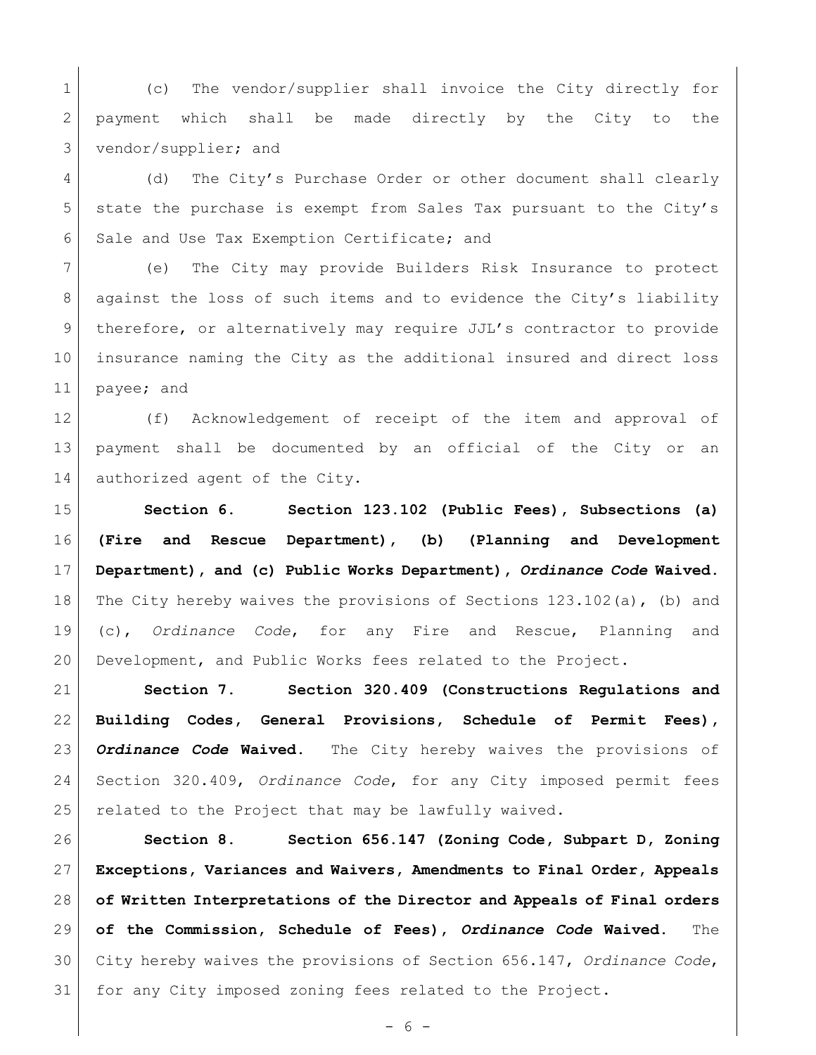(c) The vendor/supplier shall invoice the City directly for payment which shall be made directly by the City to the vendor/supplier; and

(d) The City's Purchase Order or other document shall clearly state the purchase is exempt from Sales Tax pursuant to the City's Sale and Use Tax Exemption Certificate; and

(e) The City may provide Builders Risk Insurance to protect against the loss of such items and to evidence the City's liability therefore, or alternatively may require JJL's contractor to provide insurance naming the City as the additional insured and direct loss payee; and

(f) Acknowledgement of receipt of the item and approval of payment shall be documented by an official of the City or an authorized agent of the City.

**Section 6. Section 123.102 (Public Fees), Subsections (a) (Fire and Rescue Department), (b) (Planning and Development Department), and (c) Public Works Department), *Ordinance Code* Waived.** The City hereby waives the provisions of Sections 123.102(a), (b) and (c), *Ordinance Code*, for any Fire and Rescue, Planning and Development, and Public Works fees related to the Project.

**Section 7. Section 320.409 (Constructions Regulations and Building Codes, General Provisions, Schedule of Permit Fees), *Ordinance Code* Waived.** The City hereby waives the provisions of Section 320.409, *Ordinance Code*, for any City imposed permit fees related to the Project that may be lawfully waived.

**Section 8. Section 656.147 (Zoning Code, Subpart D, Zoning Exceptions, Variances and Waivers, Amendments to Final Order, Appeals of Written Interpretations of the Director and Appeals of Final orders of the Commission, Schedule of Fees), *Ordinance Code* Waived.** The City hereby waives the provisions of Section 656.147, *Ordinance Code*, for any City imposed zoning fees related to the Project.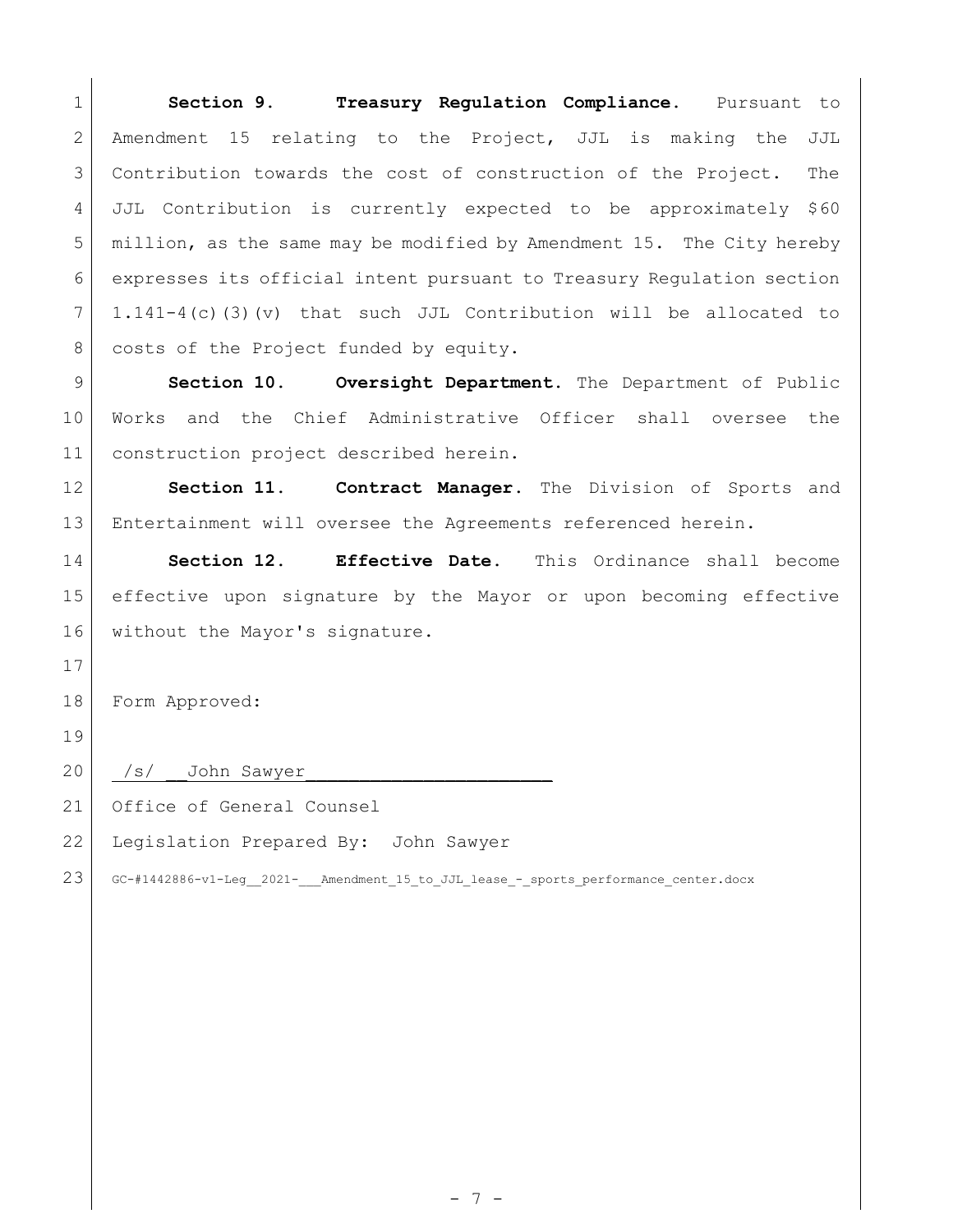**Section 9. Treasury Regulation Compliance.** Pursuant to Amendment 15 relating to the Project, JJL is making the JJL Contribution towards the cost of construction of the Project. The JJL Contribution is currently expected to be approximately $60 million, as the same may be modified by Amendment 15. The City hereby expresses its official intent pursuant to Treasury Regulation section 1.141-4(c)(3)(v) that such JJL Contribution will be allocated to costs of the Project funded by equity.

**Section 10. Oversight Department.** The Department of Public Works and the Chief Administrative Officer shall oversee the construction project described herein.

**Section 11. Contract Manager.** The Division of Sports and Entertainment will oversee the Agreements referenced herein.

**Section 12. Effective Date.** This Ordinance shall become effective upon signature by the Mayor or upon becoming effective without the Mayor's signature.

Form Approved:

/s/ __John Sawyer______________________

Office of General Counsel

Legislation Prepared By: John Sawyer

GC-#1442886-v1-Leg__2021-___Amendment_15_to_JJL_lease_-_sports_performance_center.docx